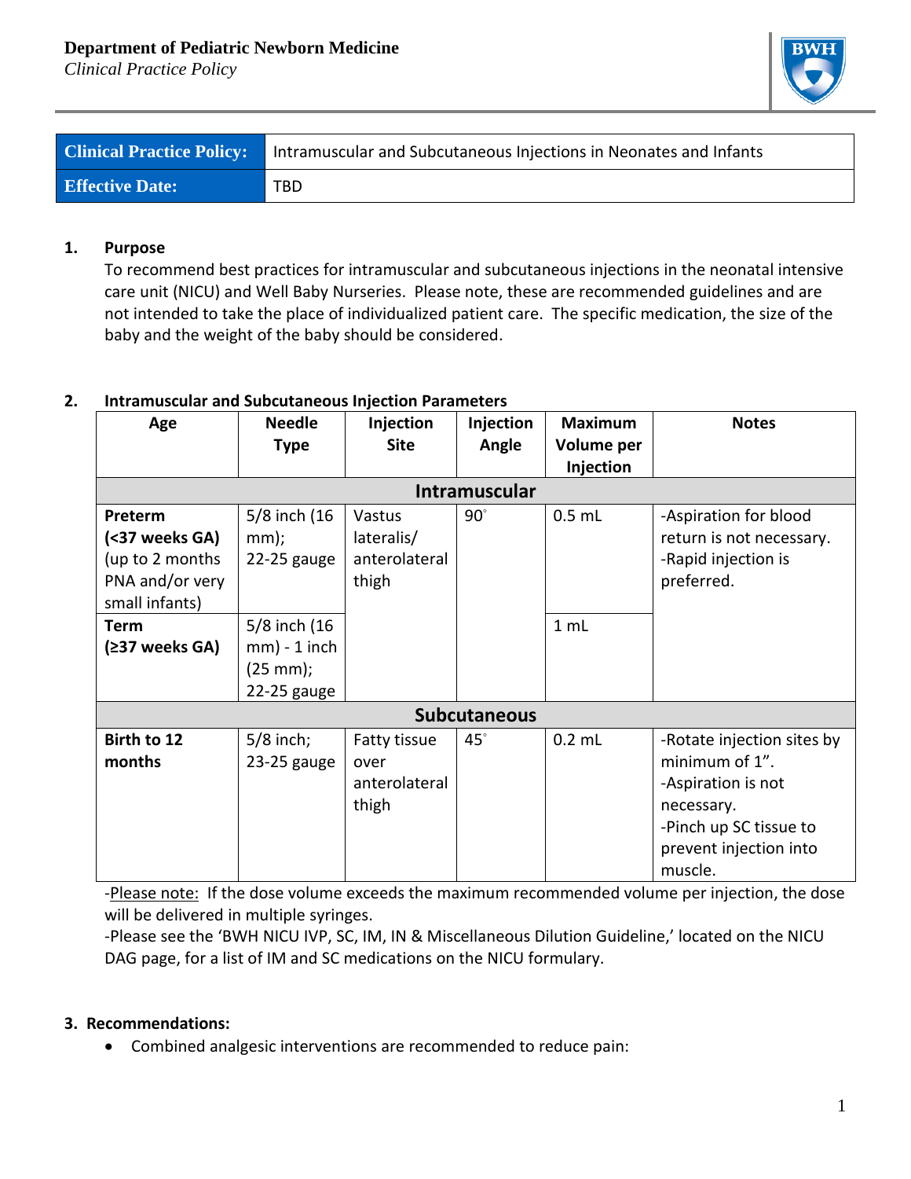**Department of Pediatric Newborn Medicine**
*Clinical Practice Policy*

| Clinical Practice Policy: | Intramuscular and Subcutaneous Injections in Neonates and Infants |
|---|---|
| Effective Date: | TBD |

## 1. Purpose

To recommend best practices for intramuscular and subcutaneous injections in the neonatal intensive care unit (NICU) and Well Baby Nurseries. Please note, these are recommended guidelines and are not intended to take the place of individualized patient care. The specific medication, the size of the baby and the weight of the baby should be considered.

## 2. Intramuscular and Subcutaneous Injection Parameters

| Age | Needle Type | Injection Site | Injection Angle | Maximum Volume per Injection | Notes |
|---|---|---|---|---|---|
| **Intramuscular** | | | | | |
| **Preterm (<37 weeks GA)** (up to 2 months PNA and/or very small infants) | 5/8 inch (16 mm); 22-25 gauge | Vastus lateralis/ anterolateral thigh | 90° | 0.5 mL | -Aspiration for blood return is not necessary. -Rapid injection is preferred. |
| **Term (≥37 weeks GA)** | 5/8 inch (16 mm) - 1 inch (25 mm); 22-25 gauge | | | 1 mL | |
| **Subcutaneous** | | | | | |
| **Birth to 12 months** | 5/8 inch; 23-25 gauge | Fatty tissue over anterolateral thigh | 45° | 0.2 mL | -Rotate injection sites by minimum of 1”. -Aspiration is not necessary. -Pinch up SC tissue to prevent injection into muscle. |

-Please note: If the dose volume exceeds the maximum recommended volume per injection, the dose will be delivered in multiple syringes.

-Please see the ‘BWH NICU IVP, SC, IM, IN & Miscellaneous Dilution Guideline,’ located on the NICU DAG page, for a list of IM and SC medications on the NICU formulary.

## 3. Recommendations:

- Combined analgesic interventions are recommended to reduce pain: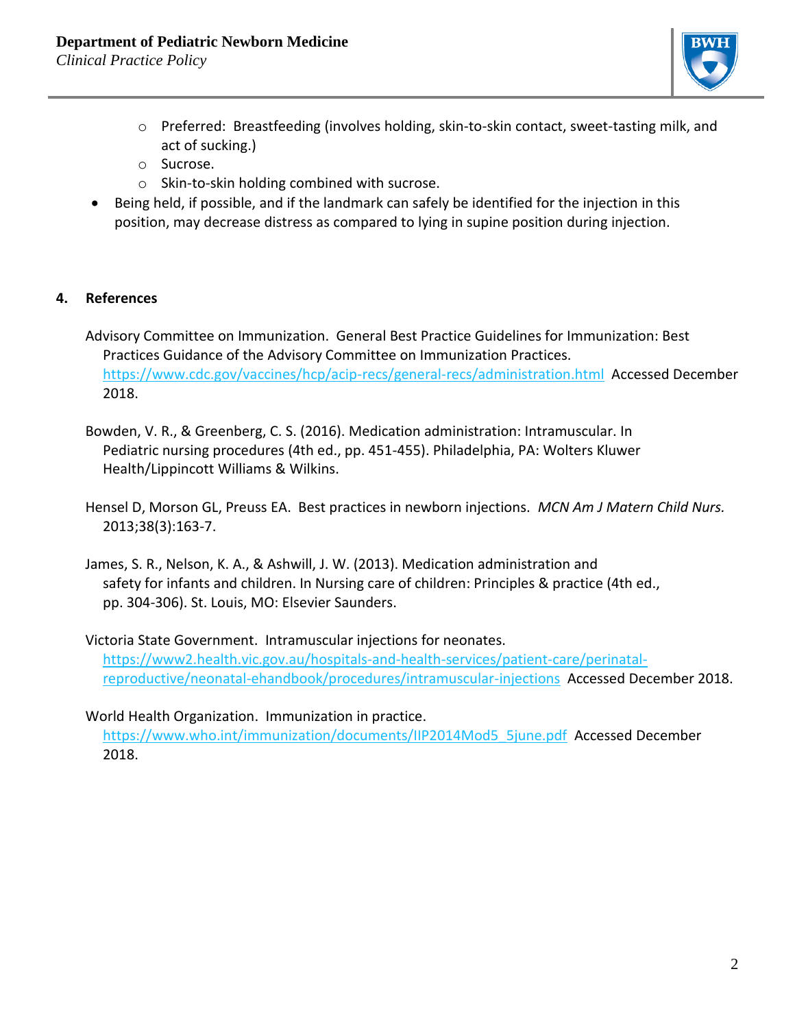- Preferred: Breastfeeding (involves holding, skin-to-skin contact, sweet-tasting milk, and act of sucking.)
  - Sucrose.
  - Skin-to-skin holding combined with sucrose.
- Being held, if possible, and if the landmark can safely be identified for the injection in this position, may decrease distress as compared to lying in supine position during injection.

## 4. References

Advisory Committee on Immunization. General Best Practice Guidelines for Immunization: Best Practices Guidance of the Advisory Committee on Immunization Practices. https://www.cdc.gov/vaccines/hcp/acip-recs/general-recs/administration.html Accessed December 2018.

Bowden, V. R., & Greenberg, C. S. (2016). Medication administration: Intramuscular. In Pediatric nursing procedures (4th ed., pp. 451-455). Philadelphia, PA: Wolters Kluwer Health/Lippincott Williams & Wilkins.

Hensel D, Morson GL, Preuss EA. Best practices in newborn injections. *MCN Am J Matern Child Nurs.* 2013;38(3):163-7.

James, S. R., Nelson, K. A., & Ashwill, J. W. (2013). Medication administration and safety for infants and children. In Nursing care of children: Principles & practice (4th ed., pp. 304-306). St. Louis, MO: Elsevier Saunders.

Victoria State Government. Intramuscular injections for neonates. https://www2.health.vic.gov.au/hospitals-and-health-services/patient-care/perinatal-reproductive/neonatal-ehandbook/procedures/intramuscular-injections Accessed December 2018.

World Health Organization. Immunization in practice. https://www.who.int/immunization/documents/IIP2014Mod5_5june.pdf Accessed December 2018.